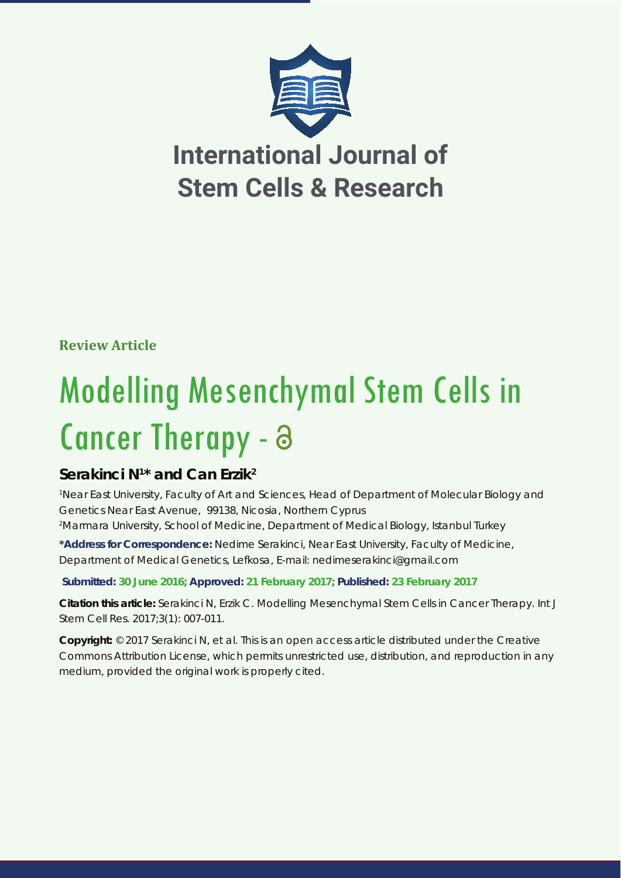# International Journal of Stem Cells & Research

**Review Article**

# Modelling Mesenchymal Stem Cells in Cancer Therapy

**Serakinci N[1]* and Can Erzik[2]**

[1]Near East University, Faculty of Art and Sciences, Head of Department of Molecular Biology and Genetics Near East Avenue, 99138, Nicosia, Northern Cyprus

[2]Marmara University, School of Medicine, Department of Medical Biology, Istanbul Turkey

***Address for Correspondence:** Nedime Serakinci, Near East University, Faculty of Medicine, Department of Medical Genetics, Lefkosa, E-mail: nedimeserakinci@gmail.com

**Submitted: 30 June 2016; Approved: 21 February 2017; Published: 23 February 2017**

**Citation this article:** Serakinci N, Erzik C. Modelling Mesenchymal Stem Cells in Cancer Therapy. Int J Stem Cell Res. 2017;3(1): 007-011.

**Copyright:** © 2017 Serakinci N, et al. This is an open access article distributed under the Creative Commons Attribution License, which permits unrestricted use, distribution, and reproduction in any medium, provided the original work is properly cited.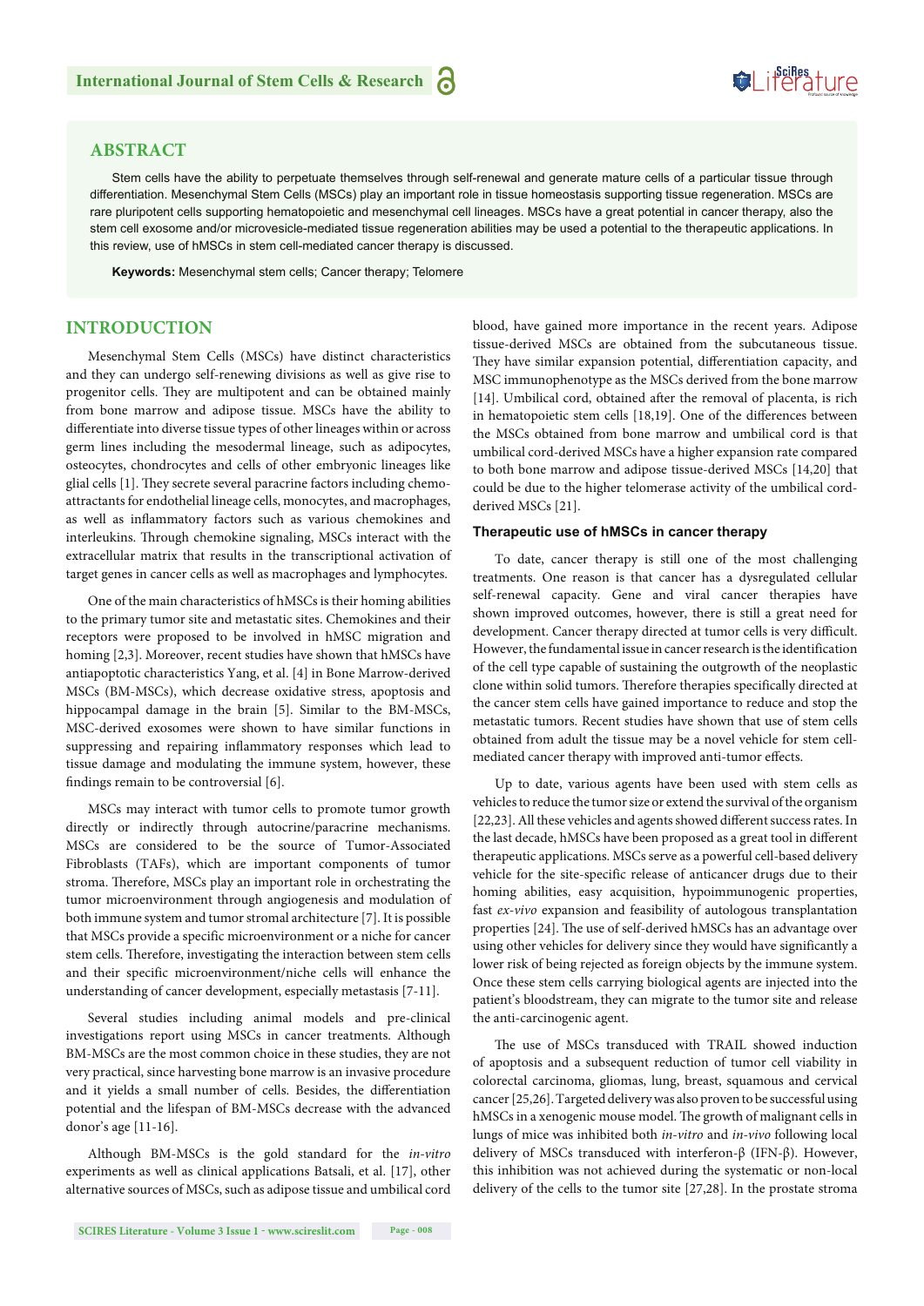## ABSTRACT

Stem cells have the ability to perpetuate themselves through self-renewal and generate mature cells of a particular tissue through differentiation. Mesenchymal Stem Cells (MSCs) play an important role in tissue homeostasis supporting tissue regeneration. MSCs are rare pluripotent cells supporting hematopoietic and mesenchymal cell lineages. MSCs have a great potential in cancer therapy, also the stem cell exosome and/or microvesicle-mediated tissue regeneration abilities may be used a potential to the therapeutic applications. In this review, use of hMSCs in stem cell-mediated cancer therapy is discussed.

**Keywords:** Mesenchymal stem cells; Cancer therapy; Telomere

## INTRODUCTION

Mesenchymal Stem Cells (MSCs) have distinct characteristics and they can undergo self-renewing divisions as well as give rise to progenitor cells. They are multipotent and can be obtained mainly from bone marrow and adipose tissue. MSCs have the ability to differentiate into diverse tissue types of other lineages within or across germ lines including the mesodermal lineage, such as adipocytes, osteocytes, chondrocytes and cells of other embryonic lineages like glial cells [1]. They secrete several paracrine factors including chemo-attractants for endothelial lineage cells, monocytes, and macrophages, as well as inflammatory factors such as various chemokines and interleukins. Through chemokine signaling, MSCs interact with the extracellular matrix that results in the transcriptional activation of target genes in cancer cells as well as macrophages and lymphocytes.

One of the main characteristics of hMSCs is their homing abilities to the primary tumor site and metastatic sites. Chemokines and their receptors were proposed to be involved in hMSC migration and homing [2,3]. Moreover, recent studies have shown that hMSCs have antiapoptotic characteristics Yang, et al. [4] in Bone Marrow-derived MSCs (BM-MSCs), which decrease oxidative stress, apoptosis and hippocampal damage in the brain [5]. Similar to the BM-MSCs, MSC-derived exosomes were shown to have similar functions in suppressing and repairing inflammatory responses which lead to tissue damage and modulating the immune system, however, these findings remain to be controversial [6].

MSCs may interact with tumor cells to promote tumor growth directly or indirectly through autocrine/paracrine mechanisms. MSCs are considered to be the source of Tumor-Associated Fibroblasts (TAFs), which are important components of tumor stroma. Therefore, MSCs play an important role in orchestrating the tumor microenvironment through angiogenesis and modulation of both immune system and tumor stromal architecture [7]. It is possible that MSCs provide a specific microenvironment or a niche for cancer stem cells. Therefore, investigating the interaction between stem cells and their specific microenvironment/niche cells will enhance the understanding of cancer development, especially metastasis [7-11].

Several studies including animal models and pre-clinical investigations report using MSCs in cancer treatments. Although BM-MSCs are the most common choice in these studies, they are not very practical, since harvesting bone marrow is an invasive procedure and it yields a small number of cells. Besides, the differentiation potential and the lifespan of BM-MSCs decrease with the advanced donor's age [11-16].

Although BM-MSCs is the gold standard for the *in-vitro* experiments as well as clinical applications Batsali, et al. [17], other alternative sources of MSCs, such as adipose tissue and umbilical cord blood, have gained more importance in the recent years. Adipose tissue-derived MSCs are obtained from the subcutaneous tissue. They have similar expansion potential, differentiation capacity, and MSC immunophenotype as the MSCs derived from the bone marrow [14]. Umbilical cord, obtained after the removal of placenta, is rich in hematopoietic stem cells [18,19]. One of the differences between the MSCs obtained from bone marrow and umbilical cord is that umbilical cord-derived MSCs have a higher expansion rate compared to both bone marrow and adipose tissue-derived MSCs [14,20] that could be due to the higher telomerase activity of the umbilical cord-derived MSCs [21].

### Therapeutic use of hMSCs in cancer therapy

To date, cancer therapy is still one of the most challenging treatments. One reason is that cancer has a dysregulated cellular self-renewal capacity. Gene and viral cancer therapies have shown improved outcomes, however, there is still a great need for development. Cancer therapy directed at tumor cells is very difficult. However, the fundamental issue in cancer research is the identification of the cell type capable of sustaining the outgrowth of the neoplastic clone within solid tumors. Therefore therapies specifically directed at the cancer stem cells have gained importance to reduce and stop the metastatic tumors. Recent studies have shown that use of stem cells obtained from adult the tissue may be a novel vehicle for stem cell-mediated cancer therapy with improved anti-tumor effects.

Up to date, various agents have been used with stem cells as vehicles to reduce the tumor size or extend the survival of the organism [22,23]. All these vehicles and agents showed different success rates. In the last decade, hMSCs have been proposed as a great tool in different therapeutic applications. MSCs serve as a powerful cell-based delivery vehicle for the site-specific release of anticancer drugs due to their homing abilities, easy acquisition, hypoimmunogenic properties, fast *ex-vivo* expansion and feasibility of autologous transplantation properties [24]. The use of self-derived hMSCs has an advantage over using other vehicles for delivery since they would have significantly a lower risk of being rejected as foreign objects by the immune system. Once these stem cells carrying biological agents are injected into the patient's bloodstream, they can migrate to the tumor site and release the anti-carcinogenic agent.

The use of MSCs transduced with TRAIL showed induction of apoptosis and a subsequent reduction of tumor cell viability in colorectal carcinoma, gliomas, lung, breast, squamous and cervical cancer [25,26]. Targeted delivery was also proven to be successful using hMSCs in a xenogenic mouse model. The growth of malignant cells in lungs of mice was inhibited both *in-vitro* and *in-vivo* following local delivery of MSCs transduced with interferon-β (IFN-β). However, this inhibition was not achieved during the systematic or non-local delivery of the cells to the tumor site [27,28]. In the prostate stroma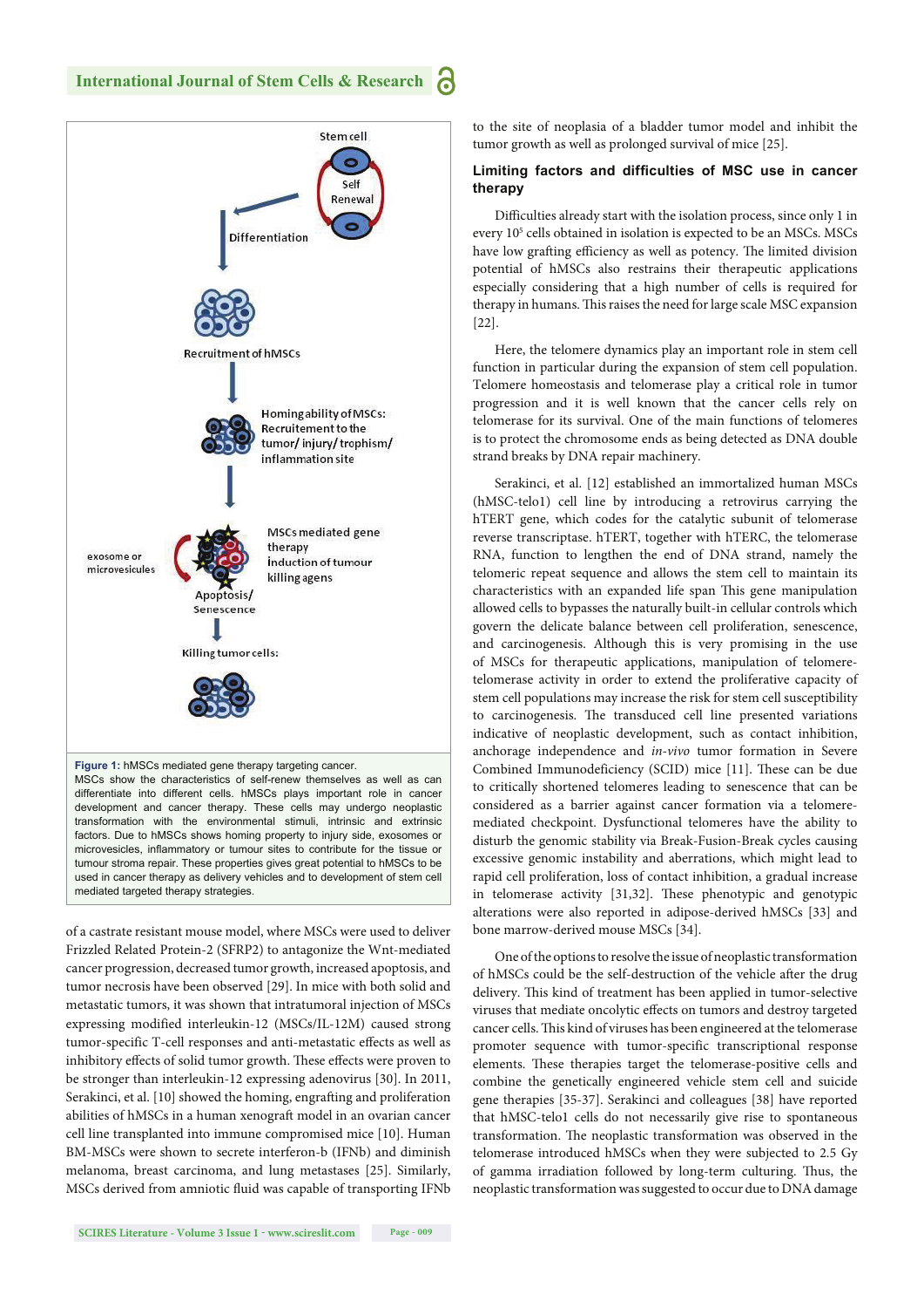**Figure 1:** hMSCs mediated gene therapy targeting cancer.
MSCs show the characteristics of self-renew themselves as well as can differentiate into different cells. hMSCs plays important role in cancer development and cancer therapy. These cells may undergo neoplastic transformation with the environmental stimuli, intrinsic and extrinsic factors. Due to hMSCs shows homing property to injury side, exosomes or microvesicles, inflammatory or tumour sites to contribute for the tissue or tumour stroma repair. These properties gives great potential to hMSCs to be used in cancer therapy as delivery vehicles and to development of stem cell mediated targeted therapy strategies.

of a castrate resistant mouse model, where MSCs were used to deliver Frizzled Related Protein-2 (SFRP2) to antagonize the Wnt-mediated cancer progression, decreased tumor growth, increased apoptosis, and tumor necrosis have been observed [29]. In mice with both solid and metastatic tumors, it was shown that intratumoral injection of MSCs expressing modified interleukin-12 (MSCs/IL-12M) caused strong tumor-specific T-cell responses and anti-metastatic effects as well as inhibitory effects of solid tumor growth. These effects were proven to be stronger than interleukin-12 expressing adenovirus [30]. In 2011, Serakinci, et al. [10] showed the homing, engrafting and proliferation abilities of hMSCs in a human xenograft model in an ovarian cancer cell line transplanted into immune compromised mice [10]. Human BM-MSCs were shown to secrete interferon-b (IFNb) and diminish melanoma, breast carcinoma, and lung metastases [25]. Similarly, MSCs derived from amniotic fluid was capable of transporting IFNb to the site of neoplasia of a bladder tumor model and inhibit the tumor growth as well as prolonged survival of mice [25].

## Limiting factors and difficulties of MSC use in cancer therapy

Difficulties already start with the isolation process, since only 1 in every $10^5$ cells obtained in isolation is expected to be an MSCs. MSCs have low grafting efficiency as well as potency. The limited division potential of hMSCs also restrains their therapeutic applications especially considering that a high number of cells is required for therapy in humans. This raises the need for large scale MSC expansion [22].

Here, the telomere dynamics play an important role in stem cell function in particular during the expansion of stem cell population. Telomere homeostasis and telomerase play a critical role in tumor progression and it is well known that the cancer cells rely on telomerase for its survival. One of the main functions of telomeres is to protect the chromosome ends as being detected as DNA double strand breaks by DNA repair machinery.

Serakinci, et al. [12] established an immortalized human MSCs (hMSC-telo1) cell line by introducing a retrovirus carrying the hTERT gene, which codes for the catalytic subunit of telomerase reverse transcriptase. hTERT, together with hTERC, the telomerase RNA, function to lengthen the end of DNA strand, namely the telomeric repeat sequence and allows the stem cell to maintain its characteristics with an expanded life span This gene manipulation allowed cells to bypasses the naturally built-in cellular controls which govern the delicate balance between cell proliferation, senescence, and carcinogenesis. Although this is very promising in the use of MSCs for therapeutic applications, manipulation of telomere-telomerase activity in order to extend the proliferative capacity of stem cell populations may increase the risk for stem cell susceptibility to carcinogenesis. The transduced cell line presented variations indicative of neoplastic development, such as contact inhibition, anchorage independence and *in-vivo* tumor formation in Severe Combined Immunodeficiency (SCID) mice [11]. These can be due to critically shortened telomeres leading to senescence that can be considered as a barrier against cancer formation via a telomere-mediated checkpoint. Dysfunctional telomeres have the ability to disturb the genomic stability via Break-Fusion-Break cycles causing excessive genomic instability and aberrations, which might lead to rapid cell proliferation, loss of contact inhibition, a gradual increase in telomerase activity [31,32]. These phenotypic and genotypic alterations were also reported in adipose-derived hMSCs [33] and bone marrow-derived mouse MSCs [34].

One of the options to resolve the issue of neoplastic transformation of hMSCs could be the self-destruction of the vehicle after the drug delivery. This kind of treatment has been applied in tumor-selective viruses that mediate oncolytic effects on tumors and destroy targeted cancer cells. This kind of viruses has been engineered at the telomerase promoter sequence with tumor-specific transcriptional response elements. These therapies target the telomerase-positive cells and combine the genetically engineered vehicle stem cell and suicide gene therapies [35-37]. Serakinci and colleagues [38] have reported that hMSC-telo1 cells do not necessarily give rise to spontaneous transformation. The neoplastic transformation was observed in the telomerase introduced hMSCs when they were subjected to 2.5 Gy of gamma irradiation followed by long-term culturing. Thus, the neoplastic transformation was suggested to occur due to DNA damage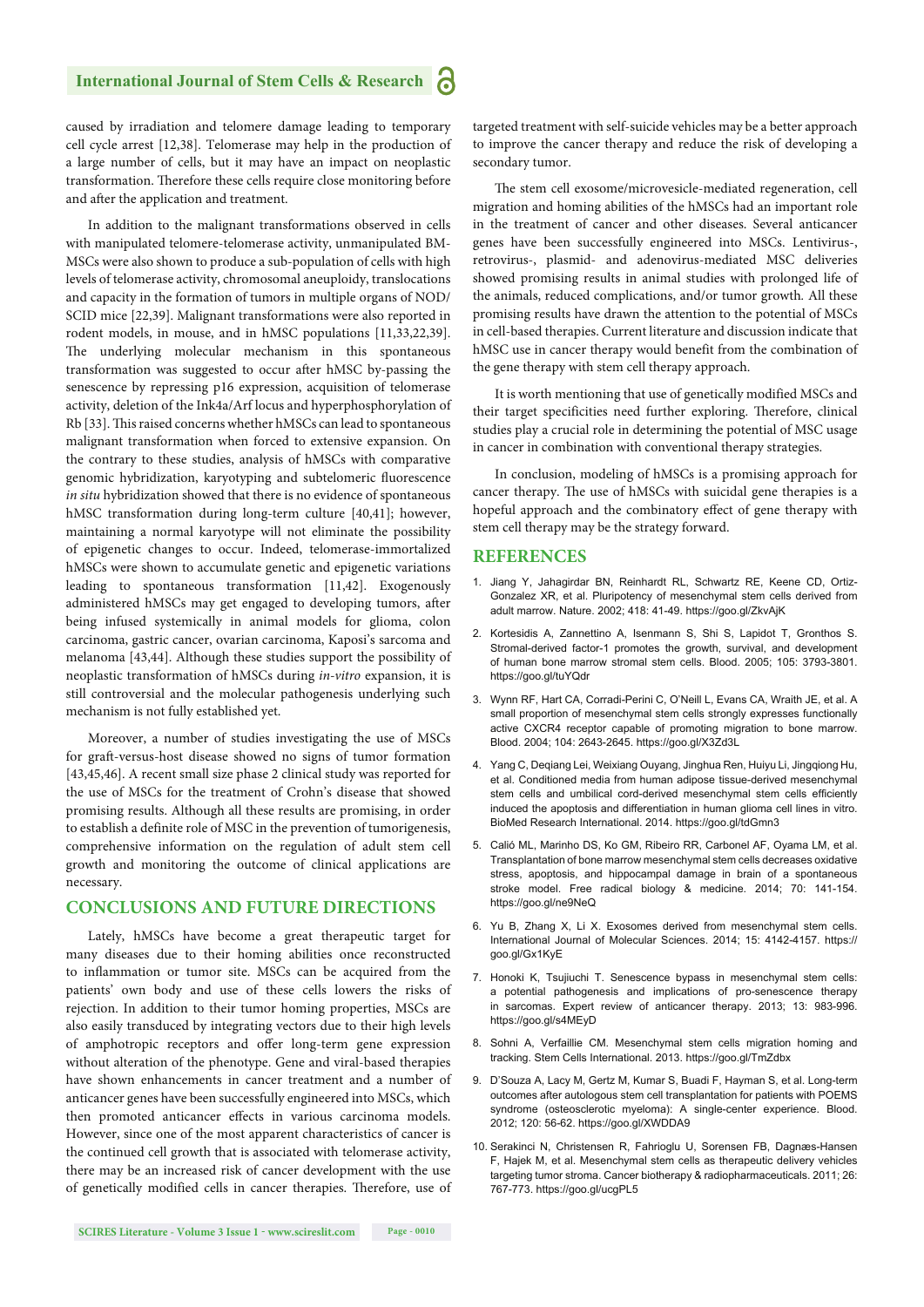caused by irradiation and telomere damage leading to temporary cell cycle arrest [12,38]. Telomerase may help in the production of a large number of cells, but it may have an impact on neoplastic transformation. Therefore these cells require close monitoring before and after the application and treatment.

In addition to the malignant transformations observed in cells with manipulated telomere-telomerase activity, unmanipulated BM-MSCs were also shown to produce a sub-population of cells with high levels of telomerase activity, chromosomal aneuploidy, translocations and capacity in the formation of tumors in multiple organs of NOD/SCID mice [22,39]. Malignant transformations were also reported in rodent models, in mouse, and in hMSC populations [11,33,22,39]. The underlying molecular mechanism in this spontaneous transformation was suggested to occur after hMSC by-passing the senescence by repressing p16 expression, acquisition of telomerase activity, deletion of the Ink4a/Arf locus and hyperphosphorylation of Rb [33]. This raised concerns whether hMSCs can lead to spontaneous malignant transformation when forced to extensive expansion. On the contrary to these studies, analysis of hMSCs with comparative genomic hybridization, karyotyping and subtelomeric fluorescence *in situ* hybridization showed that there is no evidence of spontaneous hMSC transformation during long-term culture [40,41]; however, maintaining a normal karyotype will not eliminate the possibility of epigenetic changes to occur. Indeed, telomerase-immortalized hMSCs were shown to accumulate genetic and epigenetic variations leading to spontaneous transformation [11,42]. Exogenously administered hMSCs may get engaged to developing tumors, after being infused systemically in animal models for glioma, colon carcinoma, gastric cancer, ovarian carcinoma, Kaposi's sarcoma and melanoma [43,44]. Although these studies support the possibility of neoplastic transformation of hMSCs during *in-vitro* expansion, it is still controversial and the molecular pathogenesis underlying such mechanism is not fully established yet.

Moreover, a number of studies investigating the use of MSCs for graft-versus-host disease showed no signs of tumor formation [43,45,46]. A recent small size phase 2 clinical study was reported for the use of MSCs for the treatment of Crohn's disease that showed promising results. Although all these results are promising, in order to establish a definite role of MSC in the prevention of tumorigenesis, comprehensive information on the regulation of adult stem cell growth and monitoring the outcome of clinical applications are necessary.

## CONCLUSIONS AND FUTURE DIRECTIONS

Lately, hMSCs have become a great therapeutic target for many diseases due to their homing abilities once reconstructed to inflammation or tumor site. MSCs can be acquired from the patients' own body and use of these cells lowers the risks of rejection. In addition to their tumor homing properties, MSCs are also easily transduced by integrating vectors due to their high levels of amphotropic receptors and offer long-term gene expression without alteration of the phenotype. Gene and viral-based therapies have shown enhancements in cancer treatment and a number of anticancer genes have been successfully engineered into MSCs, which then promoted anticancer effects in various carcinoma models. However, since one of the most apparent characteristics of cancer is the continued cell growth that is associated with telomerase activity, there may be an increased risk of cancer development with the use of genetically modified cells in cancer therapies. Therefore, use of targeted treatment with self-suicide vehicles may be a better approach to improve the cancer therapy and reduce the risk of developing a secondary tumor.

The stem cell exosome/microvesicle-mediated regeneration, cell migration and homing abilities of the hMSCs had an important role in the treatment of cancer and other diseases. Several anticancer genes have been successfully engineered into MSCs. Lentivirus-, retrovirus-, plasmid- and adenovirus-mediated MSC deliveries showed promising results in animal studies with prolonged life of the animals, reduced complications, and/or tumor growth. All these promising results have drawn the attention to the potential of MSCs in cell-based therapies. Current literature and discussion indicate that hMSC use in cancer therapy would benefit from the combination of the gene therapy with stem cell therapy approach.

It is worth mentioning that use of genetically modified MSCs and their target specificities need further exploring. Therefore, clinical studies play a crucial role in determining the potential of MSC usage in cancer in combination with conventional therapy strategies.

In conclusion, modeling of hMSCs is a promising approach for cancer therapy. The use of hMSCs with suicidal gene therapies is a hopeful approach and the combinatory effect of gene therapy with stem cell therapy may be the strategy forward.

## REFERENCES

1. Jiang Y, Jahagirdar BN, Reinhardt RL, Schwartz RE, Keene CD, Ortiz-Gonzalez XR, et al. Pluripotency of mesenchymal stem cells derived from adult marrow. Nature. 2002; 418: 41-49. https://goo.gl/ZkvAjK
2. Kortesidis A, Zannettino A, Isenmann S, Shi S, Lapidot T, Gronthos S. Stromal-derived factor-1 promotes the growth, survival, and development of human bone marrow stromal stem cells. Blood. 2005; 105: 3793-3801. https://goo.gl/tuYQdr
3. Wynn RF, Hart CA, Corradi-Perini C, O'Neill L, Evans CA, Wraith JE, et al. A small proportion of mesenchymal stem cells strongly expresses functionally active CXCR4 receptor capable of promoting migration to bone marrow. Blood. 2004; 104: 2643-2645. https://goo.gl/X3Zd3L
4. Yang C, Deqiang Lei, Weixiang Ouyang, Jinghua Ren, Huiyu Li, Jingqiong Hu, et al. Conditioned media from human adipose tissue-derived mesenchymal stem cells and umbilical cord-derived mesenchymal stem cells efficiently induced the apoptosis and differentiation in human glioma cell lines in vitro. BioMed Research International. 2014. https://goo.gl/tdGmn3
5. Calió ML, Marinho DS, Ko GM, Ribeiro RR, Carbonel AF, Oyama LM, et al. Transplantation of bone marrow mesenchymal stem cells decreases oxidative stress, apoptosis, and hippocampal damage in brain of a spontaneous stroke model. Free radical biology & medicine. 2014; 70: 141-154. https://goo.gl/ne9NeQ
6. Yu B, Zhang X, Li X. Exosomes derived from mesenchymal stem cells. International Journal of Molecular Sciences. 2014; 15: 4142-4157. https://goo.gl/Gx1KyE
7. Honoki K, Tsujiuchi T. Senescence bypass in mesenchymal stem cells: a potential pathogenesis and implications of pro-senescence therapy in sarcomas. Expert review of anticancer therapy. 2013; 13: 983-996. https://goo.gl/s4MEyD
8. Sohni A, Verfaillie CM. Mesenchymal stem cells migration homing and tracking. Stem Cells International. 2013. https://goo.gl/TmZdbx
9. D'Souza A, Lacy M, Gertz M, Kumar S, Buadi F, Hayman S, et al. Long-term outcomes after autologous stem cell transplantation for patients with POEMS syndrome (osteosclerotic myeloma): A single-center experience. Blood. 2012; 120: 56-62. https://goo.gl/XWDDA9
10. Serakinci N, Christensen R, Fahrioglu U, Sorensen FB, Dagnæs-Hansen F, Hajek M, et al. Mesenchymal stem cells as therapeutic delivery vehicles targeting tumor stroma. Cancer biotherapy & radiopharmaceuticals. 2011; 26: 767-773. https://goo.gl/ucgPL5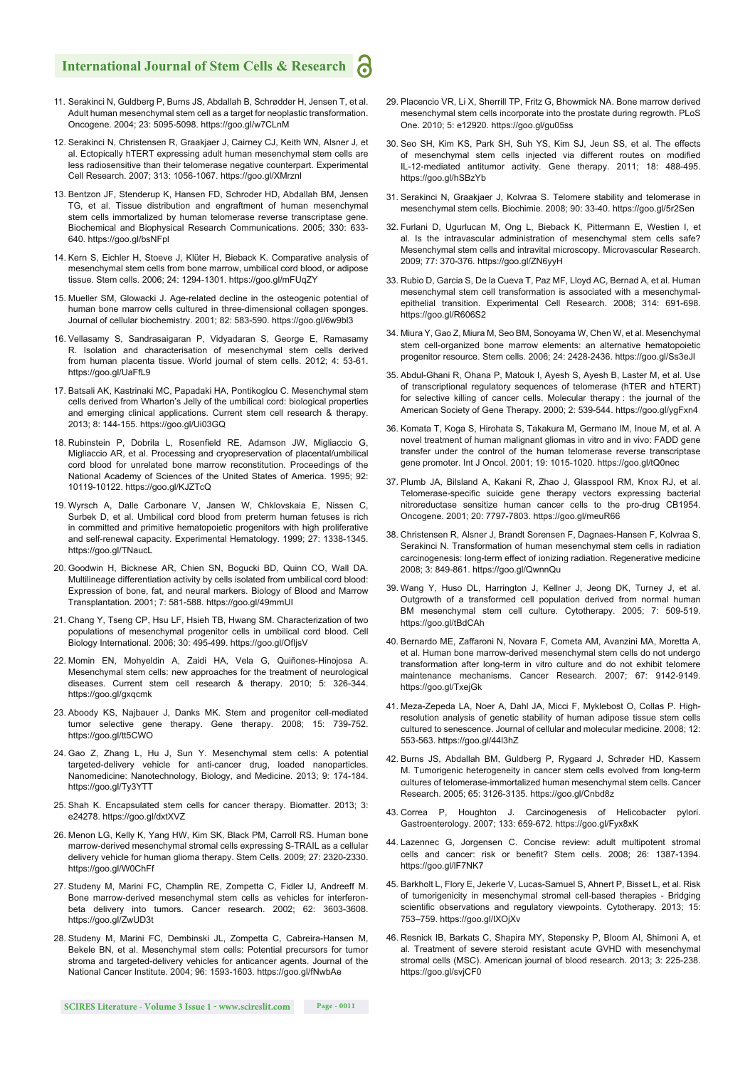11. Serakinci N, Guldberg P, Burns JS, Abdallah B, Schrødder H, Jensen T, et al. Adult human mesenchymal stem cell as a target for neoplastic transformation. Oncogene. 2004; 23: 5095-5098. https://goo.gl/w7CLnM

12. Serakinci N, Christensen R, Graakjaer J, Cairney CJ, Keith WN, Alsner J, et al. Ectopically hTERT expressing adult human mesenchymal stem cells are less radiosensitive than their telomerase negative counterpart. Experimental Cell Research. 2007; 313: 1056-1067. https://goo.gl/XMrznl

13. Bentzon JF, Stenderup K, Hansen FD, Schroder HD, Abdallah BM, Jensen TG, et al. Tissue distribution and engraftment of human mesenchymal stem cells immortalized by human telomerase reverse transcriptase gene. Biochemical and Biophysical Research Communications. 2005; 330: 633-640. https://goo.gl/bsNFpl

14. Kern S, Eichler H, Stoeve J, Klüter H, Bieback K. Comparative analysis of mesenchymal stem cells from bone marrow, umbilical cord blood, or adipose tissue. Stem cells. 2006; 24: 1294-1301. https://goo.gl/mFUqZY

15. Mueller SM, Glowacki J. Age-related decline in the osteogenic potential of human bone marrow cells cultured in three-dimensional collagen sponges. Journal of cellular biochemistry. 2001; 82: 583-590. https://goo.gl/6w9bl3

16. Vellasamy S, Sandrasaigaran P, Vidyadaran S, George E, Ramasamy R. Isolation and characterisation of mesenchymal stem cells derived from human placenta tissue. World journal of stem cells. 2012; 4: 53-61. https://goo.gl/UaFfL9

17. Batsali AK, Kastrinaki MC, Papadaki HA, Pontikoglou C. Mesenchymal stem cells derived from Wharton's Jelly of the umbilical cord: biological properties and emerging clinical applications. Current stem cell research & therapy. 2013; 8: 144-155. https://goo.gl/Ui03GQ

18. Rubinstein P, Dobrila L, Rosenfield RE, Adamson JW, Migliaccio G, Migliaccio AR, et al. Processing and cryopreservation of placental/umbilical cord blood for unrelated bone marrow reconstitution. Proceedings of the National Academy of Sciences of the United States of America. 1995; 92: 10119-10122. https://goo.gl/KJZTcQ

19. Wyrsch A, Dalle Carbonare V, Jansen W, Chklovskaia E, Nissen C, Surbek D, et al. Umbilical cord blood from preterm human fetuses is rich in committed and primitive hematopoietic progenitors with high proliferative and self-renewal capacity. Experimental Hematology. 1999; 27: 1338-1345. https://goo.gl/TNaucL

20. Goodwin H, Bicknese AR, Chien SN, Bogucki BD, Quinn CO, Wall DA. Multilineage differentiation activity by cells isolated from umbilical cord blood: Expression of bone, fat, and neural markers. Biology of Blood and Marrow Transplantation. 2001; 7: 581-588. https://goo.gl/49mmUI

21. Chang Y, Tseng CP, Hsu LF, Hsieh TB, Hwang SM. Characterization of two populations of mesenchymal progenitor cells in umbilical cord blood. Cell Biology International. 2006; 30: 495-499. https://goo.gl/OfljsV

22. Momin EN, Mohyeldin A, Zaidi HA, Vela G, Quiñones-Hinojosa A. Mesenchymal stem cells: new approaches for the treatment of neurological diseases. Current stem cell research & therapy. 2010; 5: 326-344. https://goo.gl/gxqcmk

23. Aboody KS, Najbauer J, Danks MK. Stem and progenitor cell-mediated tumor selective gene therapy. Gene therapy. 2008; 15: 739-752. https://goo.gl/tt5CWO

24. Gao Z, Zhang L, Hu J, Sun Y. Mesenchymal stem cells: A potential targeted-delivery vehicle for anti-cancer drug, loaded nanoparticles. Nanomedicine: Nanotechnology, Biology, and Medicine. 2013; 9: 174-184. https://goo.gl/Ty3YTT

25. Shah K. Encapsulated stem cells for cancer therapy. Biomatter. 2013; 3: e24278. https://goo.gl/dxtXVZ

26. Menon LG, Kelly K, Yang HW, Kim SK, Black PM, Carroll RS. Human bone marrow-derived mesenchymal stromal cells expressing S-TRAIL as a cellular delivery vehicle for human glioma therapy. Stem Cells. 2009; 27: 2320-2330. https://goo.gl/W0ChFf

27. Studeny M, Marini FC, Champlin RE, Zompetta C, Fidler IJ, Andreeff M. Bone marrow-derived mesenchymal stem cells as vehicles for interferon-beta delivery into tumors. Cancer research. 2002; 62: 3603-3608. https://goo.gl/ZwUD3t

28. Studeny M, Marini FC, Dembinski JL, Zompetta C, Cabreira-Hansen M, Bekele BN, et al. Mesenchymal stem cells: Potential precursors for tumor stroma and targeted-delivery vehicles for anticancer agents. Journal of the National Cancer Institute. 2004; 96: 1593-1603. https://goo.gl/fNwbAe

29. Placencio VR, Li X, Sherrill TP, Fritz G, Bhowmick NA. Bone marrow derived mesenchymal stem cells incorporate into the prostate during regrowth. PLoS One. 2010; 5: e12920. https://goo.gl/gu05ss

30. Seo SH, Kim KS, Park SH, Suh YS, Kim SJ, Jeun SS, et al. The effects of mesenchymal stem cells injected via different routes on modified IL-12-mediated antitumor activity. Gene therapy. 2011; 18: 488-495. https://goo.gl/hSBzYb

31. Serakinci N, Graakjaer J, Kolvraa S. Telomere stability and telomerase in mesenchymal stem cells. Biochimie. 2008; 90: 33-40. https://goo.gl/5r2Sen

32. Furlani D, Ugurlucan M, Ong L, Bieback K, Pittermann E, Westien I, et al. Is the intravascular administration of mesenchymal stem cells safe? Mesenchymal stem cells and intravital microscopy. Microvascular Research. 2009; 77: 370-376. https://goo.gl/ZN6yyH

33. Rubio D, Garcia S, De la Cueva T, Paz MF, Lloyd AC, Bernad A, et al. Human mesenchymal stem cell transformation is associated with a mesenchymal-epithelial transition. Experimental Cell Research. 2008; 314: 691-698. https://goo.gl/R606S2

34. Miura Y, Gao Z, Miura M, Seo BM, Sonoyama W, Chen W, et al. Mesenchymal stem cell-organized bone marrow elements: an alternative hematopoietic progenitor resource. Stem cells. 2006; 24: 2428-2436. https://goo.gl/Ss3eJl

35. Abdul-Ghani R, Ohana P, Matouk I, Ayesh S, Ayesh B, Laster M, et al. Use of transcriptional regulatory sequences of telomerase (hTER and hTERT) for selective killing of cancer cells. Molecular therapy : the journal of the American Society of Gene Therapy. 2000; 2: 539-544. https://goo.gl/ygFxn4

36. Komata T, Koga S, Hirohata S, Takakura M, Germano IM, Inoue M, et al. A novel treatment of human malignant gliomas in vitro and in vivo: FADD gene transfer under the control of the human telomerase reverse transcriptase gene promoter. Int J Oncol. 2001; 19: 1015-1020. https://goo.gl/tQ0nec

37. Plumb JA, Bilsland A, Kakani R, Zhao J, Glasspool RM, Knox RJ, et al. Telomerase-specific suicide gene therapy vectors expressing bacterial nitroreductase sensitize human cancer cells to the pro-drug CB1954. Oncogene. 2001; 20: 7797-7803. https://goo.gl/meuR66

38. Christensen R, Alsner J, Brandt Sorensen F, Dagnaes-Hansen F, Kolvraa S, Serakinci N. Transformation of human mesenchymal stem cells in radiation carcinogenesis: long-term effect of ionizing radiation. Regenerative medicine 2008; 3: 849-861. https://goo.gl/QwnnQu

39. Wang Y, Huso DL, Harrington J, Kellner J, Jeong DK, Turney J, et al. Outgrowth of a transformed cell population derived from normal human BM mesenchymal stem cell culture. Cytotherapy. 2005; 7: 509-519. https://goo.gl/tBdCAh

40. Bernardo ME, Zaffaroni N, Novara F, Cometa AM, Avanzini MA, Moretta A, et al. Human bone marrow-derived mesenchymal stem cells do not undergo transformation after long-term in vitro culture and do not exhibit telomere maintenance mechanisms. Cancer Research. 2007; 67: 9142-9149. https://goo.gl/TxejGk

41. Meza-Zepeda LA, Noer A, Dahl JA, Micci F, Myklebost O, Collas P. High-resolution analysis of genetic stability of human adipose tissue stem cells cultured to senescence. Journal of cellular and molecular medicine. 2008; 12: 553-563. https://goo.gl/44l3hZ

42. Burns JS, Abdallah BM, Guldberg P, Rygaard J, Schrøder HD, Kassem M. Tumorigenic heterogeneity in cancer stem cells evolved from long-term cultures of telomerase-immortalized human mesenchymal stem cells. Cancer Research. 2005; 65: 3126-3135. https://goo.gl/Cnbd8z

43. Correa P, Houghton J. Carcinogenesis of Helicobacter pylori. Gastroenterology. 2007; 133: 659-672. https://goo.gl/Fyx8xK

44. Lazennec G, Jorgensen C. Concise review: adult multipotent stromal cells and cancer: risk or benefit? Stem cells. 2008; 26: 1387-1394. https://goo.gl/lF7NK7

45. Barkholt L, Flory E, Jekerle V, Lucas-Samuel S, Ahnert P, Bisset L, et al. Risk of tumorigenicity in mesenchymal stromal cell-based therapies - Bridging scientific observations and regulatory viewpoints. Cytotherapy. 2013; 15: 753–759. https://goo.gl/lXOjXv

46. Resnick IB, Barkats C, Shapira MY, Stepensky P, Bloom AI, Shimoni A, et al. Treatment of severe steroid resistant acute GVHD with mesenchymal stromal cells (MSC). American journal of blood research. 2013; 3: 225-238. https://goo.gl/svjCF0